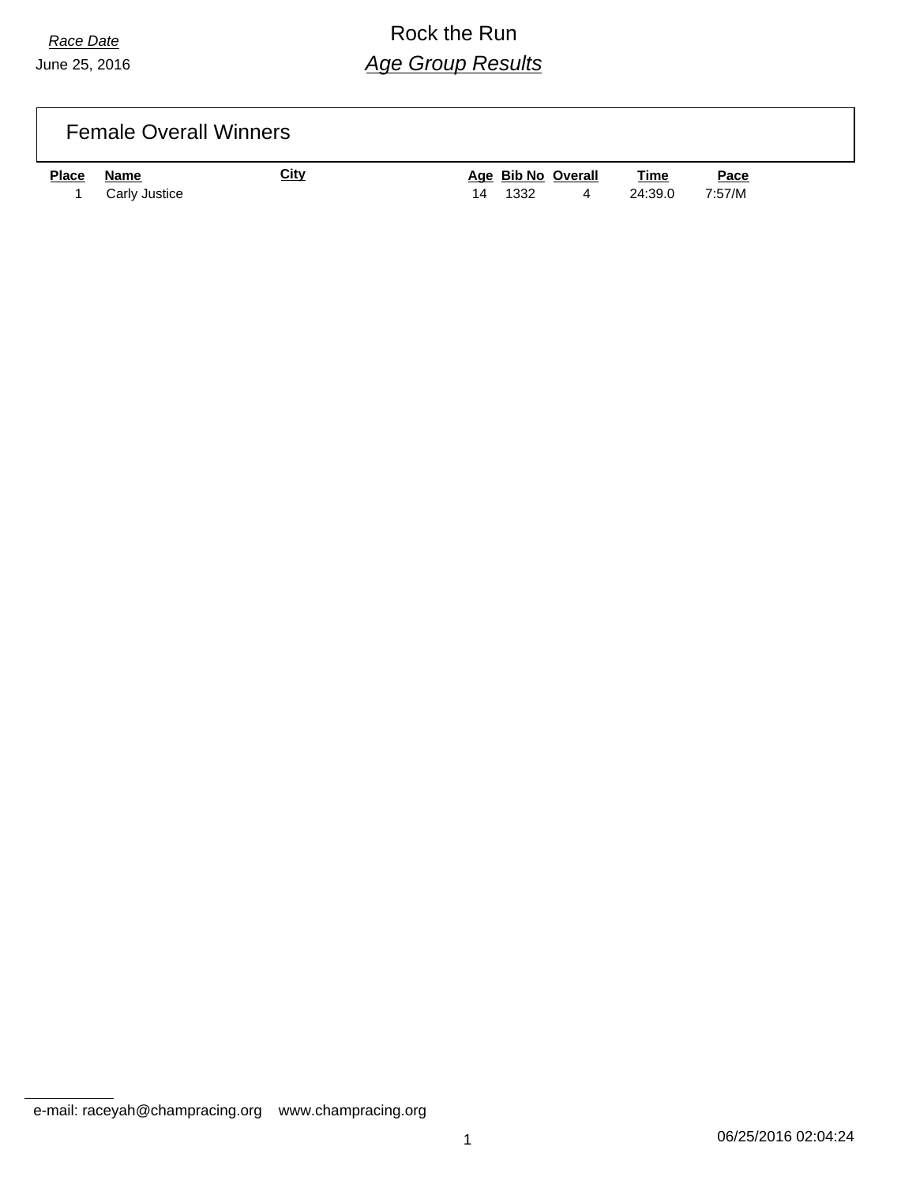*Race Date*

June 25, 2016

# Rock the Run

## *Age Group Results*

### Female Overall Winners

| Place | Name | City | Age | Bib No | Overall | Time | Pace |
|---|---|---|---|---|---|---|---|
| 1 | Carly Justice | | 14 | 1332 | 4 | 24:39.0 | 7:57/M |

e-mail: raceyah@champracing.org www.champracing.org

06/25/2016 02:04:24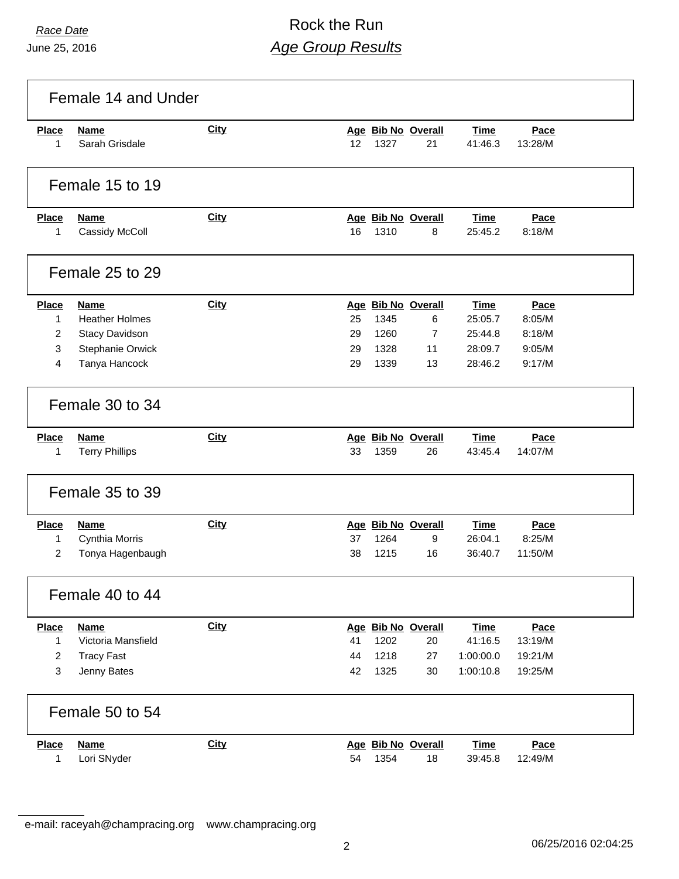*Race Date*
June 25, 2016

# Rock the Run
## *Age Group Results*

### Female 14 and Under

| Place | Name | City | Age | Bib No | Overall | Time | Pace |
|---|---|---|---|---|---|---|---|
| 1 | Sarah Grisdale | | 12 | 1327 | 21 | 41:46.3 | 13:28/M |

### Female 15 to 19

| Place | Name | City | Age | Bib No | Overall | Time | Pace |
|---|---|---|---|---|---|---|---|
| 1 | Cassidy McColl | | 16 | 1310 | 8 | 25:45.2 | 8:18/M |

### Female 25 to 29

| Place | Name | City | Age | Bib No | Overall | Time | Pace |
|---|---|---|---|---|---|---|---|
| 1 | Heather Holmes | | 25 | 1345 | 6 | 25:05.7 | 8:05/M |
| 2 | Stacy Davidson | | 29 | 1260 | 7 | 25:44.8 | 8:18/M |
| 3 | Stephanie Orwick | | 29 | 1328 | 11 | 28:09.7 | 9:05/M |
| 4 | Tanya Hancock | | 29 | 1339 | 13 | 28:46.2 | 9:17/M |

### Female 30 to 34

| Place | Name | City | Age | Bib No | Overall | Time | Pace |
|---|---|---|---|---|---|---|---|
| 1 | Terry Phillips | | 33 | 1359 | 26 | 43:45.4 | 14:07/M |

### Female 35 to 39

| Place | Name | City | Age | Bib No | Overall | Time | Pace |
|---|---|---|---|---|---|---|---|
| 1 | Cynthia Morris | | 37 | 1264 | 9 | 26:04.1 | 8:25/M |
| 2 | Tonya Hagenbaugh | | 38 | 1215 | 16 | 36:40.7 | 11:50/M |

### Female 40 to 44

| Place | Name | City | Age | Bib No | Overall | Time | Pace |
|---|---|---|---|---|---|---|---|
| 1 | Victoria Mansfield | | 41 | 1202 | 20 | 41:16.5 | 13:19/M |
| 2 | Tracy Fast | | 44 | 1218 | 27 | 1:00:00.0 | 19:21/M |
| 3 | Jenny Bates | | 42 | 1325 | 30 | 1:00:10.8 | 19:25/M |

### Female 50 to 54

| Place | Name | City | Age | Bib No | Overall | Time | Pace |
|---|---|---|---|---|---|---|---|
| 1 | Lori SNyder | | 54 | 1354 | 18 | 39:45.8 | 12:49/M |

e-mail: raceyah@champracing.org www.champracing.org

06/25/2016 02:04:25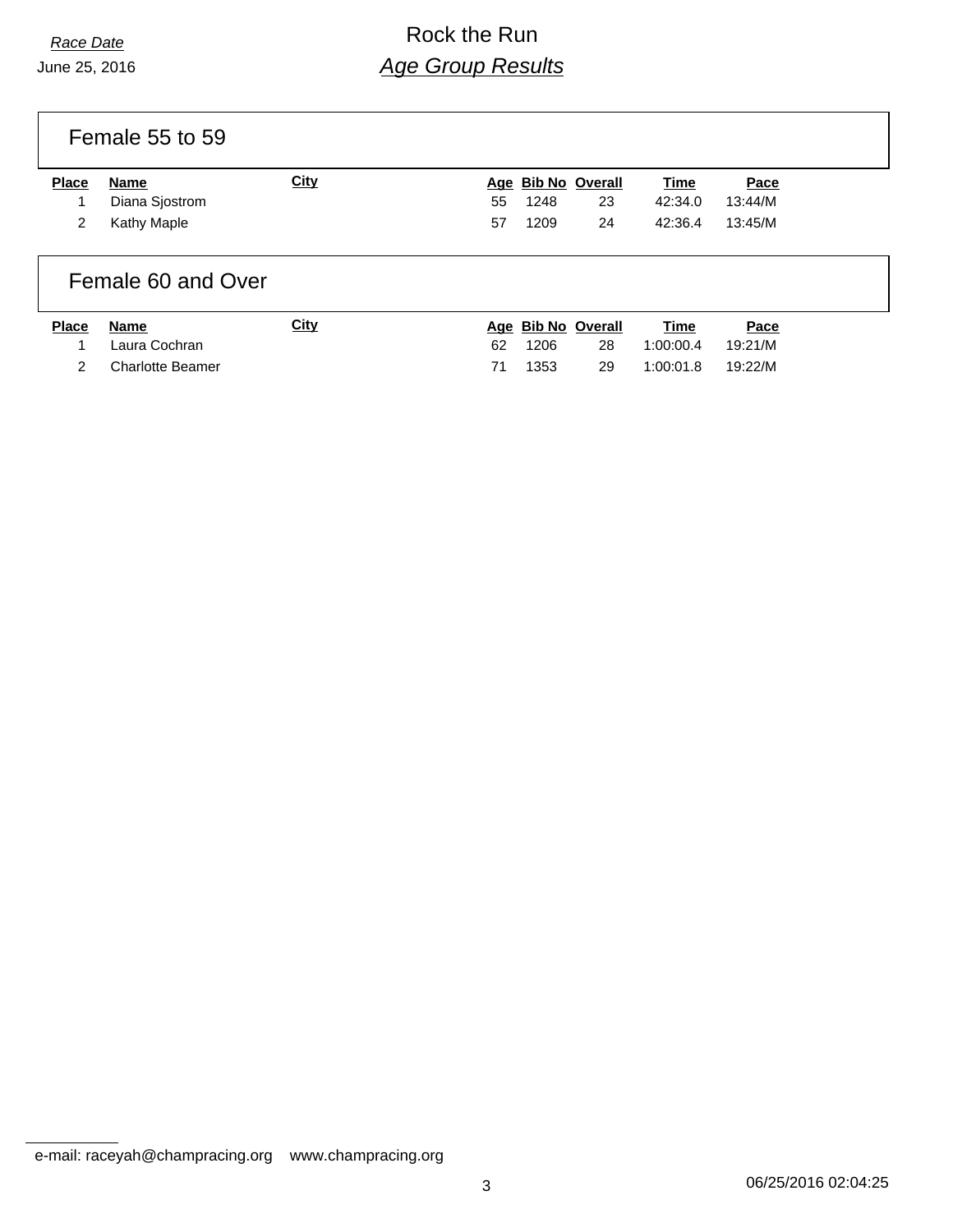*Race Date*

June 25, 2016

# Rock the Run

## *Age Group Results*

### Female 55 to 59

| Place | Name | City | Age | Bib No | Overall | Time | Pace |
|---|---|---|---|---|---|---|---|
| 1 | Diana Sjostrom | | 55 | 1248 | 23 | 42:34.0 | 13:44/M |
| 2 | Kathy Maple | | 57 | 1209 | 24 | 42:36.4 | 13:45/M |

### Female 60 and Over

| Place | Name | City | Age | Bib No | Overall | Time | Pace |
|---|---|---|---|---|---|---|---|
| 1 | Laura Cochran | | 62 | 1206 | 28 | 1:00:00.4 | 19:21/M |
| 2 | Charlotte Beamer | | 71 | 1353 | 29 | 1:00:01.8 | 19:22/M |

e-mail: raceyah@champracing.org www.champracing.org

06/25/2016 02:04:25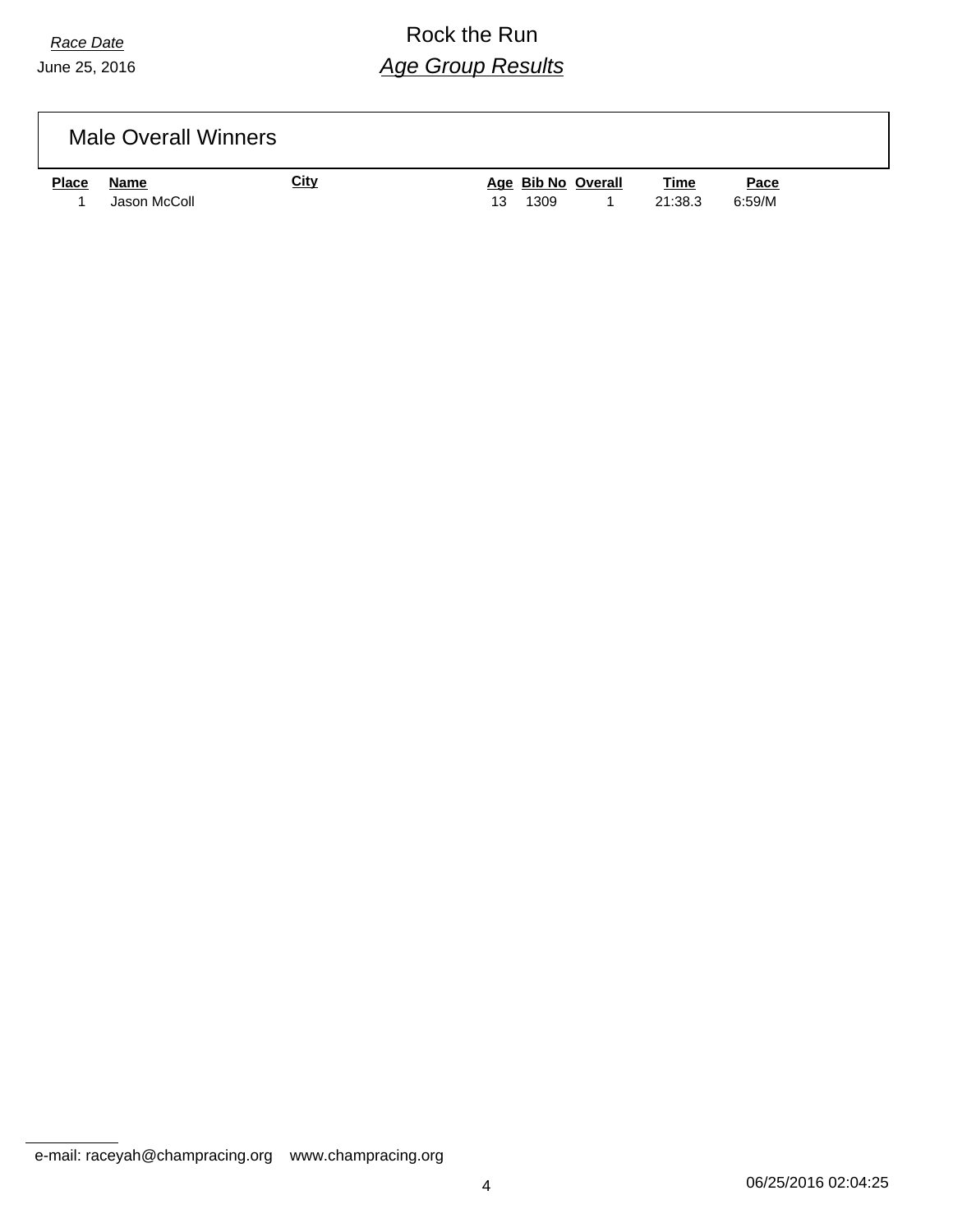*Race Date*
June 25, 2016

# Rock the Run
## *Age Group Results*

### Male Overall Winners

| Place | Name | City | Age | Bib No | Overall | Time | Pace |
|---|---|---|---|---|---|---|---|
| 1 | Jason McColl | | 13 | 1309 | 1 | 21:38.3 | 6:59/M |

e-mail: raceyah@champracing.org www.champracing.org

06/25/2016 02:04:25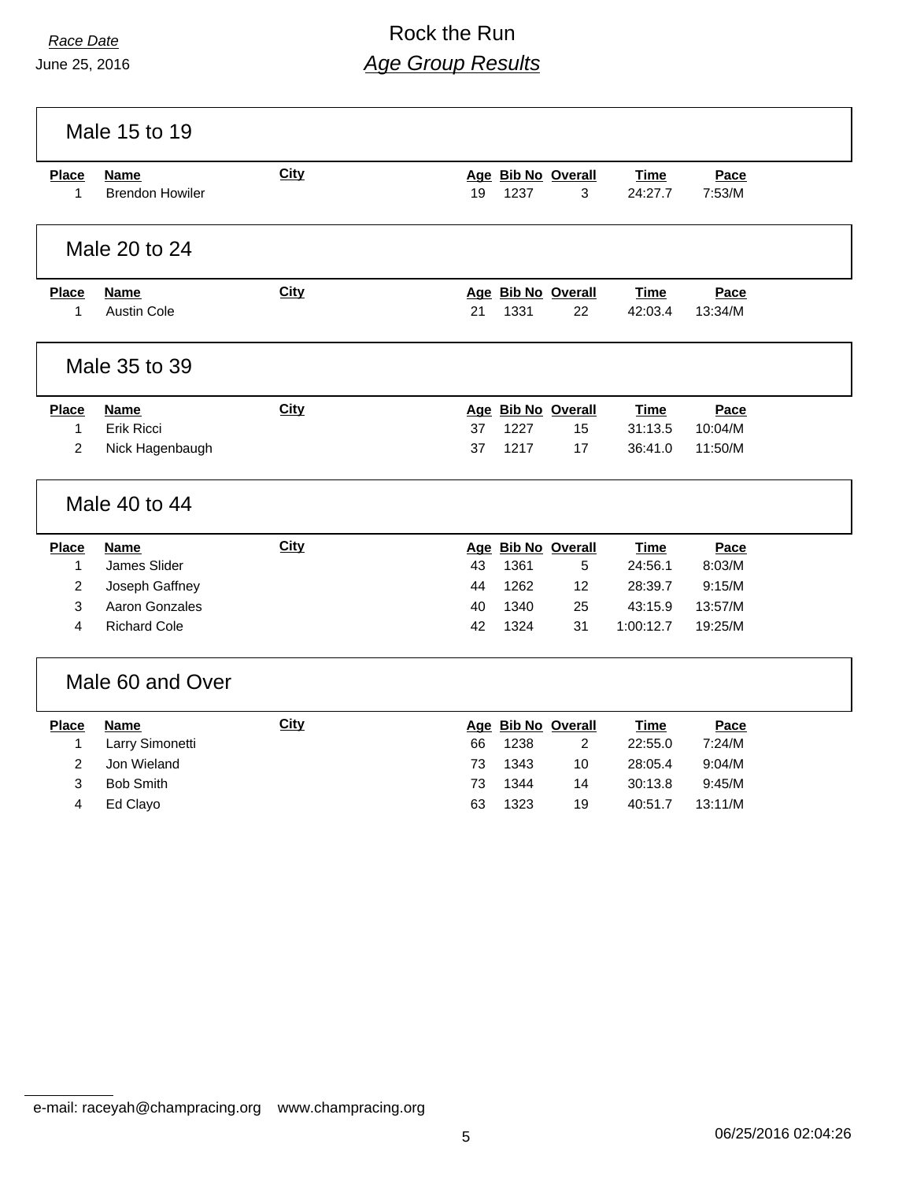*Race Date*

June 25, 2016

# Rock the Run

## *Age Group Results*

### Male 15 to 19

| Place | Name | City | Age | Bib No | Overall | Time | Pace |
|---|---|---|---|---|---|---|---|
| 1 | Brendon Howiler | | 19 | 1237 | 3 | 24:27.7 | 7:53/M |

### Male 20 to 24

| Place | Name | City | Age | Bib No | Overall | Time | Pace |
|---|---|---|---|---|---|---|---|
| 1 | Austin Cole | | 21 | 1331 | 22 | 42:03.4 | 13:34/M |

### Male 35 to 39

| Place | Name | City | Age | Bib No | Overall | Time | Pace |
|---|---|---|---|---|---|---|---|
| 1 | Erik Ricci | | 37 | 1227 | 15 | 31:13.5 | 10:04/M |
| 2 | Nick Hagenbaugh | | 37 | 1217 | 17 | 36:41.0 | 11:50/M |

### Male 40 to 44

| Place | Name | City | Age | Bib No | Overall | Time | Pace |
|---|---|---|---|---|---|---|---|
| 1 | James Slider | | 43 | 1361 | 5 | 24:56.1 | 8:03/M |
| 2 | Joseph Gaffney | | 44 | 1262 | 12 | 28:39.7 | 9:15/M |
| 3 | Aaron Gonzales | | 40 | 1340 | 25 | 43:15.9 | 13:57/M |
| 4 | Richard Cole | | 42 | 1324 | 31 | 1:00:12.7 | 19:25/M |

### Male 60 and Over

| Place | Name | City | Age | Bib No | Overall | Time | Pace |
|---|---|---|---|---|---|---|---|
| 1 | Larry Simonetti | | 66 | 1238 | 2 | 22:55.0 | 7:24/M |
| 2 | Jon Wieland | | 73 | 1343 | 10 | 28:05.4 | 9:04/M |
| 3 | Bob Smith | | 73 | 1344 | 14 | 30:13.8 | 9:45/M |
| 4 | Ed Clayo | | 63 | 1323 | 19 | 40:51.7 | 13:11/M |

e-mail: raceyah@champracing.org www.champracing.org

06/25/2016 02:04:26